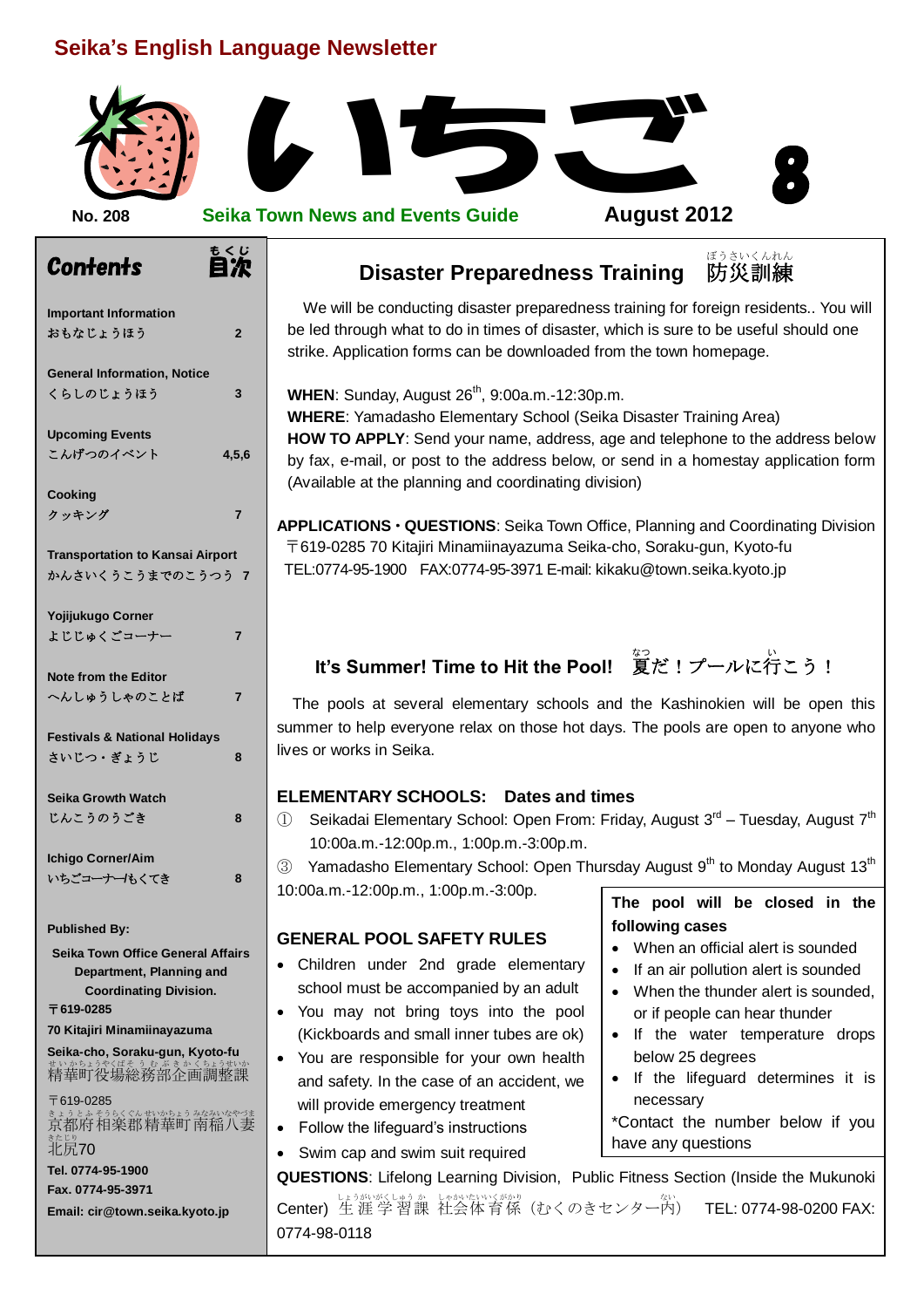# Seika's English Language Newsletter

# いちご 8

**No. 208** — **Seika Town News and Events Guide** — **August 2012**

## Contents 目次

| | |
|---|---|
| **Important Information** おもなじょうほう | 2 |
| **General Information, Notice** くらしのじょうほう | 3 |
| **Upcoming Events** こんげつのイベント | 4,5,6 |
| **Cooking** クッキング | 7 |
| **Transportation to Kansai Airport** かんさいくうこうまでのこうつう | 7 |
| **Yojijukugo Corner** よじじゅくごコーナー | 7 |
| **Note from the Editor** へんしゅうしゃのことば | 7 |
| **Festivals & National Holidays** さいじつ・ぎょうじ | 8 |
| **Seika Growth Watch** じんこうのうごき | 8 |
| **Ichigo Corner/Aim** いちごコーナー/もくてき | 8 |

**Published By:**

**Seika Town Office General Affairs Department, Planning and Coordinating Division.**
**〒619-0285**
**70 Kitajiri Minamiinayazuma**
**Seika-cho, Soraku-gun, Kyoto-fu**
精華町役場総務部企画調整課
〒619-0285
京都府相楽郡精華町南稲八妻
北尻70
**Tel. 0774-95-1900**
**Fax. 0774-95-3971**
**Email: cir@town.seika.kyoto.jp**

## Disaster Preparedness Training 防災訓練

We will be conducting disaster preparedness training for foreign residents.. You will be led through what to do in times of disaster, which is sure to be useful should one strike. Application forms can be downloaded from the town homepage.

**WHEN**: Sunday, August 26th, 9:00a.m.-12:30p.m.
**WHERE**: Yamadasho Elementary School (Seika Disaster Training Area)
**HOW TO APPLY**: Send your name, address, age and telephone to the address below by fax, e-mail, or post to the address below, or send in a homestay application form (Available at the planning and coordinating division)

**APPLICATIONS・QUESTIONS**: Seika Town Office, Planning and Coordinating Division
〒619-0285 70 Kitajiri Minamiinayazuma Seika-cho, Soraku-gun, Kyoto-fu
TEL:0774-95-1900 FAX:0774-95-3971 E-mail: kikaku@town.seika.kyoto.jp

## It's Summer! Time to Hit the Pool! 夏だ！プールに行こう！

The pools at several elementary schools and the Kashinokien will be open this summer to help everyone relax on those hot days. The pools are open to anyone who lives or works in Seika.

### ELEMENTARY SCHOOLS: Dates and times

① Seikadai Elementary School: Open From: Friday, August 3rd – Tuesday, August 7th 10:00a.m.-12:00p.m., 1:00p.m.-3:00p.m.

③ Yamadasho Elementary School: Open Thursday August 9th to Monday August 13th 10:00a.m.-12:00p.m., 1:00p.m.-3:00p.

### GENERAL POOL SAFETY RULES

- Children under 2nd grade elementary school must be accompanied by an adult
- You may not bring toys into the pool (Kickboards and small inner tubes are ok)
- You are responsible for your own health and safety. In the case of an accident, we will provide emergency treatment
- Follow the lifeguard's instructions
- Swim cap and swim suit required

**The pool will be closed in the following cases**

- When an official alert is sounded
- If an air pollution alert is sounded
- When the thunder alert is sounded, or if people can hear thunder
- If the water temperature drops below 25 degrees
- If the lifeguard determines it is necessary

*Contact the number below if you have any questions

**QUESTIONS**: Lifelong Learning Division, Public Fitness Section (Inside the Mukunoki Center) 生涯学習課 社会体育係（むくのきセンター内） TEL: 0774-98-0200 FAX: 0774-98-0118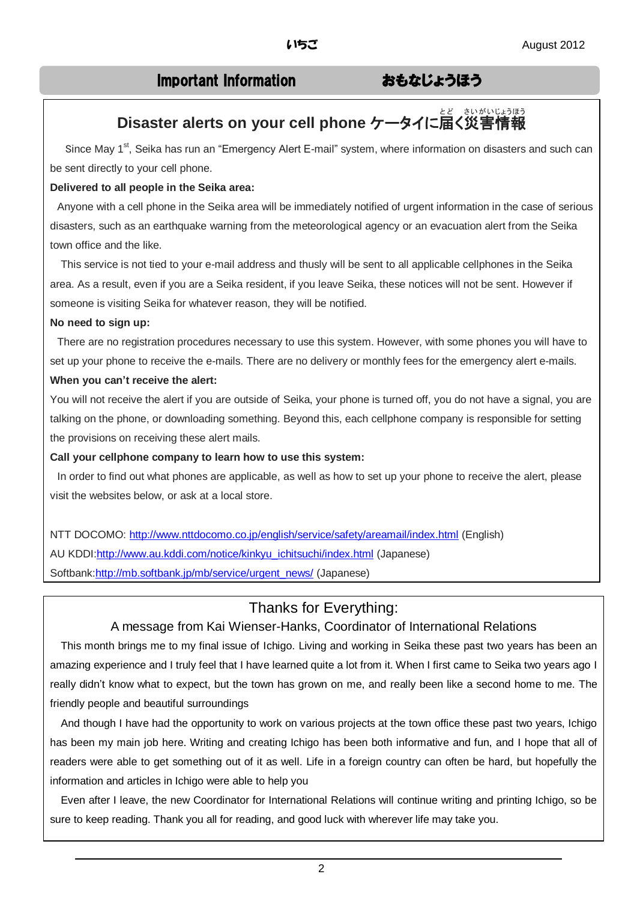## Important Information　　　おもなじょうほう

### Disaster alerts on your cell phone ケータイに届く災害情報

Since May 1st, Seika has run an "Emergency Alert E-mail" system, where information on disasters and such can be sent directly to your cell phone.

**Delivered to all people in the Seika area:**

Anyone with a cell phone in the Seika area will be immediately notified of urgent information in the case of serious disasters, such as an earthquake warning from the meteorological agency or an evacuation alert from the Seika town office and the like.

This service is not tied to your e-mail address and thusly will be sent to all applicable cellphones in the Seika area. As a result, even if you are a Seika resident, if you leave Seika, these notices will not be sent. However if someone is visiting Seika for whatever reason, they will be notified.

**No need to sign up:**

There are no registration procedures necessary to use this system. However, with some phones you will have to set up your phone to receive the e-mails. There are no delivery or monthly fees for the emergency alert e-mails.

**When you can't receive the alert:**

You will not receive the alert if you are outside of Seika, your phone is turned off, you do not have a signal, you are talking on the phone, or downloading something. Beyond this, each cellphone company is responsible for setting the provisions on receiving these alert mails.

**Call your cellphone company to learn how to use this system:**

In order to find out what phones are applicable, as well as how to set up your phone to receive the alert, please visit the websites below, or ask at a local store.

NTT DOCOMO: http://www.nttdocomo.co.jp/english/service/safety/areamail/index.html (English)
AU KDDI:http://www.au.kddi.com/notice/kinkyu_ichitsuchi/index.html (Japanese)
Softbank:http://mb.softbank.jp/mb/service/urgent_news/ (Japanese)

### Thanks for Everything:

A message from Kai Wienser-Hanks, Coordinator of International Relations

This month brings me to my final issue of Ichigo. Living and working in Seika these past two years has been an amazing experience and I truly feel that I have learned quite a lot from it. When I first came to Seika two years ago I really didn't know what to expect, but the town has grown on me, and really been like a second home to me. The friendly people and beautiful surroundings

And though I have had the opportunity to work on various projects at the town office these past two years, Ichigo has been my main job here. Writing and creating Ichigo has been both informative and fun, and I hope that all of readers were able to get something out of it as well. Life in a foreign country can often be hard, but hopefully the information and articles in Ichigo were able to help you

Even after I leave, the new Coordinator for International Relations will continue writing and printing Ichigo, so be sure to keep reading. Thank you all for reading, and good luck with wherever life may take you.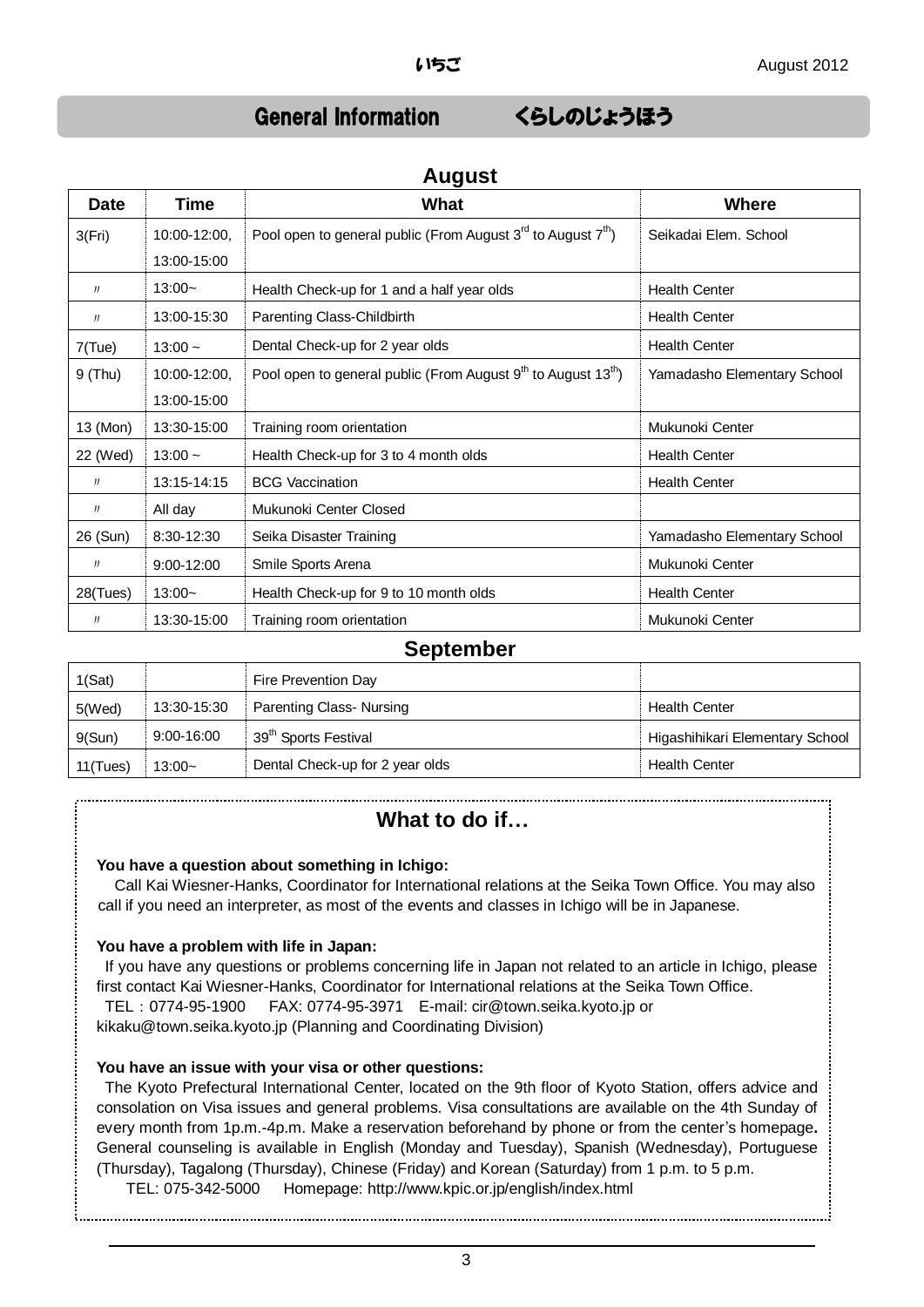# General Information　　くらしのじょうほう

## August

| Date | Time | What | Where |
|---|---|---|---|
| 3(Fri) | 10:00-12:00, 13:00-15:00 | Pool open to general public (From August 3rd to August 7th) | Seikadai Elem. School |
| 〃 | 13:00~ | Health Check-up for 1 and a half year olds | Health Center |
| 〃 | 13:00-15:30 | Parenting Class-Childbirth | Health Center |
| 7(Tue) | 13:00 ~ | Dental Check-up for 2 year olds | Health Center |
| 9 (Thu) | 10:00-12:00, 13:00-15:00 | Pool open to general public (From August 9th to August 13th) | Yamadasho Elementary School |
| 13 (Mon) | 13:30-15:00 | Training room orientation | Mukunoki Center |
| 22 (Wed) | 13:00 ~ | Health Check-up for 3 to 4 month olds | Health Center |
| 〃 | 13:15-14:15 | BCG Vaccination | Health Center |
| 〃 | All day | Mukunoki Center Closed | |
| 26 (Sun) | 8:30-12:30 | Seika Disaster Training | Yamadasho Elementary School |
| 〃 | 9:00-12:00 | Smile Sports Arena | Mukunoki Center |
| 28(Tues) | 13:00~ | Health Check-up for 9 to 10 month olds | Health Center |
| 〃 | 13:30-15:00 | Training room orientation | Mukunoki Center |

## September

| Date | Time | What | Where |
|---|---|---|---|
| 1(Sat) | | Fire Prevention Day | |
| 5(Wed) | 13:30-15:30 | Parenting Class- Nursing | Health Center |
| 9(Sun) | 9:00-16:00 | 39th Sports Festival | Higashihikari Elementary School |
| 11(Tues) | 13:00~ | Dental Check-up for 2 year olds | Health Center |

## What to do if…

**You have a question about something in Ichigo:**

Call Kai Wiesner-Hanks, Coordinator for International relations at the Seika Town Office. You may also call if you need an interpreter, as most of the events and classes in Ichigo will be in Japanese.

**You have a problem with life in Japan:**

If you have any questions or problems concerning life in Japan not related to an article in Ichigo, please first contact Kai Wiesner-Hanks, Coordinator for International relations at the Seika Town Office.

TEL：0774-95-1900　FAX: 0774-95-3971　E-mail: cir@town.seika.kyoto.jp or kikaku@town.seika.kyoto.jp (Planning and Coordinating Division)

**You have an issue with your visa or other questions:**

The Kyoto Prefectural International Center, located on the 9th floor of Kyoto Station, offers advice and consolation on Visa issues and general problems. Visa consultations are available on the 4th Sunday of every month from 1p.m.-4p.m. Make a reservation beforehand by phone or from the center's homepage**.** General counseling is available in English (Monday and Tuesday), Spanish (Wednesday), Portuguese (Thursday), Tagalong (Thursday), Chinese (Friday) and Korean (Saturday) from 1 p.m. to 5 p.m.

TEL: 075-342-5000　Homepage: http://www.kpic.or.jp/english/index.html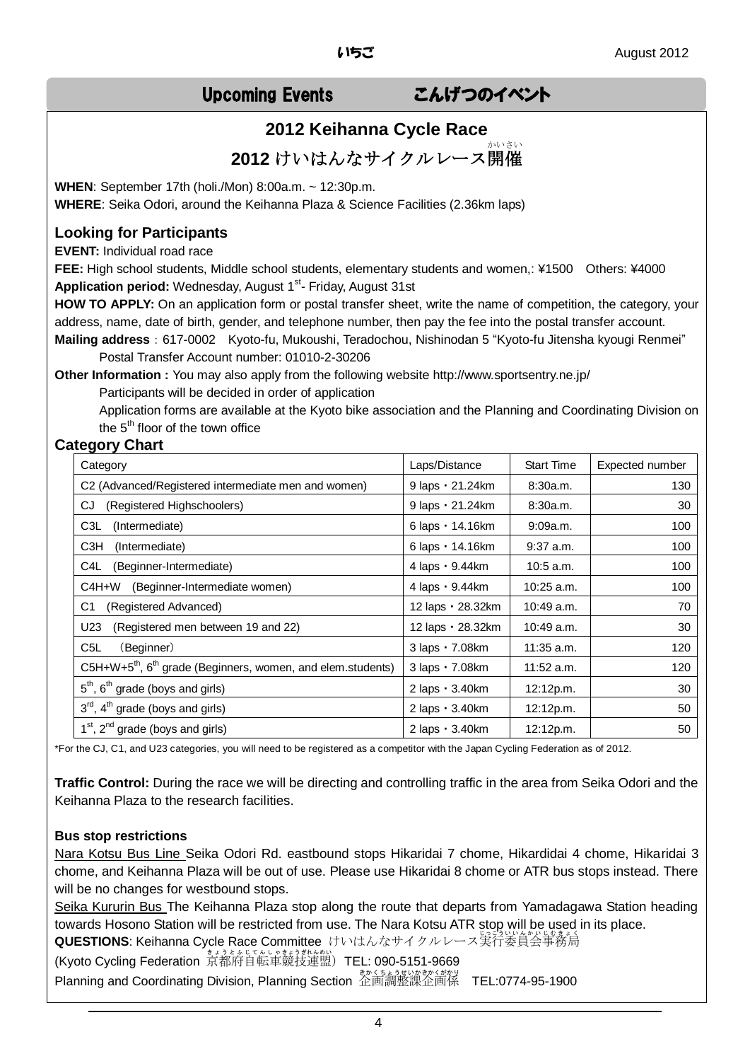## Upcoming Events　　こんげつのイベント

# 2012 Keihanna Cycle Race

# 2012 けいはんなサイクルレース開催

**WHEN**: September 17th (holi./Mon) 8:00a.m. ~ 12:30p.m.
**WHERE**: Seika Odori, around the Keihanna Plaza & Science Facilities (2.36km laps)

### Looking for Participants

**EVENT:** Individual road race
**FEE:** High school students, Middle school students, elementary students and women,: ¥1500　Others: ¥4000
**Application period:** Wednesday, August 1st- Friday, August 31st
**HOW TO APPLY:** On an application form or postal transfer sheet, write the name of competition, the category, your address, name, date of birth, gender, and telephone number, then pay the fee into the postal transfer account.
**Mailing address**：617-0002　Kyoto-fu, Mukoushi, Teradochou, Nishinodan 5 "Kyoto-fu Jitensha kyougi Renmei"
Postal Transfer Account number: 01010-2-30206
**Other Information :** You may also apply from the following website http://www.sportsentry.ne.jp/
Participants will be decided in order of application
Application forms are available at the Kyoto bike association and the Planning and Coordinating Division on the 5th floor of the town office

### Category Chart

| Category | Laps/Distance | Start Time | Expected number |
|---|---|---|---|
| C2 (Advanced/Registered intermediate men and women) | 9 laps・21.24km | 8:30a.m. | 130 |
| CJ　(Registered Highschoolers) | 9 laps・21.24km | 8:30a.m. | 30 |
| C3L　(Intermediate) | 6 laps・14.16km | 9:09a.m. | 100 |
| C3H　(Intermediate) | 6 laps・14.16km | 9:37 a.m. | 100 |
| C4L　(Beginner-Intermediate) | 4 laps・9.44km | 10:5 a.m. | 100 |
| C4H+W　(Beginner-Intermediate women) | 4 laps・9.44km | 10:25 a.m. | 100 |
| C1　(Registered Advanced) | 12 laps・28.32km | 10:49 a.m. | 70 |
| U23　(Registered men between 19 and 22) | 12 laps・28.32km | 10:49 a.m. | 30 |
| C5L　（Beginner） | 3 laps・7.08km | 11:35 a.m. | 120 |
| C5H+W+5th, 6th grade (Beginners, women, and elem.students) | 3 laps・7.08km | 11:52 a.m. | 120 |
| 5th, 6th grade (boys and girls) | 2 laps・3.40km | 12:12p.m. | 30 |
| 3rd, 4th grade (boys and girls) | 2 laps・3.40km | 12:12p.m. | 50 |
| 1st, 2nd grade (boys and girls) | 2 laps・3.40km | 12:12p.m. | 50 |

*For the CJ, C1, and U23 categories, you will need to be registered as a competitor with the Japan Cycling Federation as of 2012.

**Traffic Control:** During the race we will be directing and controlling traffic in the area from Seika Odori and the Keihanna Plaza to the research facilities.

**Bus stop restrictions**

Nara Kotsu Bus Line Seika Odori Rd. eastbound stops Hikaridai 7 chome, Hikardidai 4 chome, Hikaridai 3 chome, and Keihanna Plaza will be out of use. Please use Hikaridai 8 chome or ATR bus stops instead. There will be no changes for westbound stops.

Seika Kururin Bus The Keihanna Plaza stop along the route that departs from Yamadagawa Station heading towards Hosono Station will be restricted from use. The Nara Kotsu ATR stop will be used in its place.

**QUESTIONS**: Keihanna Cycle Race Committee けいはんなサイクルレース実行委員会事務局
(Kyoto Cycling Federation 京都府自転車競技連盟) TEL: 090-5151-9669
Planning and Coordinating Division, Planning Section 企画調整課企画係　TEL:0774-95-1900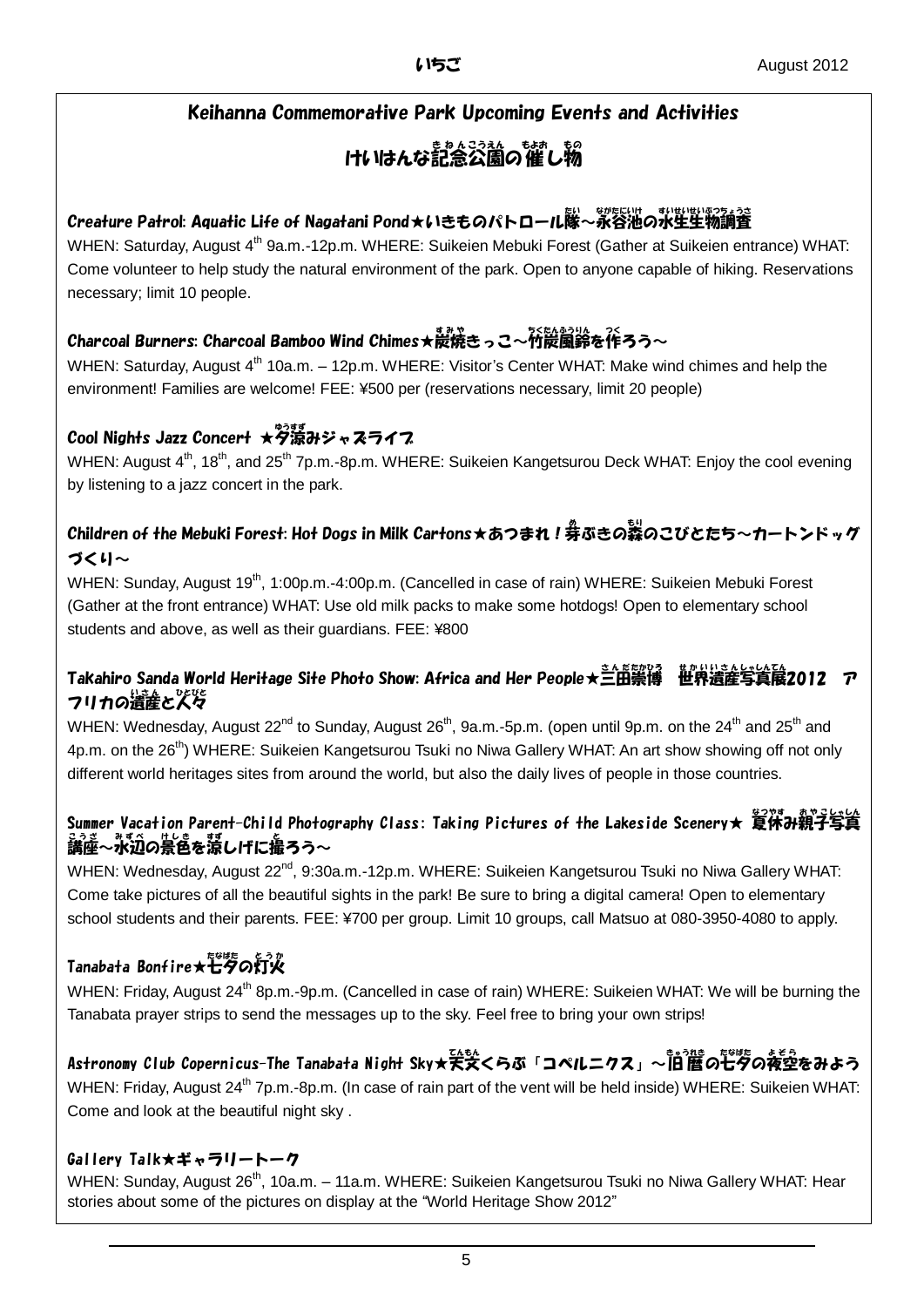## Keihanna Commemorative Park Upcoming Events and Activities

## けいはんな記念公園の催し物

### Creature Patrol: Aquatic Life of Nagatani Pond★いきものパトロール隊～永谷池の水生生物調査

WHEN: Saturday, August 4th 9a.m.-12p.m. WHERE: Suikeien Mebuki Forest (Gather at Suikeien entrance) WHAT: Come volunteer to help study the natural environment of the park. Open to anyone capable of hiking. Reservations necessary; limit 10 people.

### Charcoal Burners: Charcoal Bamboo Wind Chimes★炭焼きっこ～竹炭風鈴を作ろう～

WHEN: Saturday, August 4th 10a.m. – 12p.m. WHERE: Visitor's Center WHAT: Make wind chimes and help the environment! Families are welcome! FEE: ¥500 per (reservations necessary, limit 20 people)

### Cool Nights Jazz Concert ★夕涼みジャズライブ

WHEN: August 4th, 18th, and 25th 7p.m.-8p.m. WHERE: Suikeien Kangetsurou Deck WHAT: Enjoy the cool evening by listening to a jazz concert in the park.

### Children of the Mebuki Forest: Hot Dogs in Milk Cartons★あつまれ！芽ぶきの森のこびとたち～カートンドッグづくり～

WHEN: Sunday, August 19th, 1:00p.m.-4:00p.m. (Cancelled in case of rain) WHERE: Suikeien Mebuki Forest (Gather at the front entrance) WHAT: Use old milk packs to make some hotdogs! Open to elementary school students and above, as well as their guardians. FEE: ¥800

### Takahiro Sanda World Heritage Site Photo Show: Africa and Her People★三田崇博　世界遺産写真展2012　アフリカの遺産と人々

WHEN: Wednesday, August 22nd to Sunday, August 26th, 9a.m.-5p.m. (open until 9p.m. on the 24th and 25th and 4p.m. on the 26th) WHERE: Suikeien Kangetsurou Tsuki no Niwa Gallery WHAT: An art show showing off not only different world heritages sites from around the world, but also the daily lives of people in those countries.

### Summer Vacation Parent-Child Photography Class: Taking Pictures of the Lakeside Scenery★ 夏休み親子写真講座～水辺の景色を涼しげに撮ろう～

WHEN: Wednesday, August 22nd, 9:30a.m.-12p.m. WHERE: Suikeien Kangetsurou Tsuki no Niwa Gallery WHAT: Come take pictures of all the beautiful sights in the park! Be sure to bring a digital camera! Open to elementary school students and their parents. FEE: ¥700 per group. Limit 10 groups, call Matsuo at 080-3950-4080 to apply.

### Tanabata Bonfire★七夕の灯火

WHEN: Friday, August 24th 8p.m.-9p.m. (Cancelled in case of rain) WHERE: Suikeien WHAT: We will be burning the Tanabata prayer strips to send the messages up to the sky. Feel free to bring your own strips!

### Astronomy Club Copernicus-The Tanabata Night Sky★天文くらぶ「コペルニクス」～旧暦の七夕の夜空をみよう

WHEN: Friday, August 24th 7p.m.-8p.m. (In case of rain part of the vent will be held inside) WHERE: Suikeien WHAT: Come and look at the beautiful night sky .

### Gallery Talk★ギャラリートーク

WHEN: Sunday, August 26th, 10a.m. – 11a.m. WHERE: Suikeien Kangetsurou Tsuki no Niwa Gallery WHAT: Hear stories about some of the pictures on display at the "World Heritage Show 2012"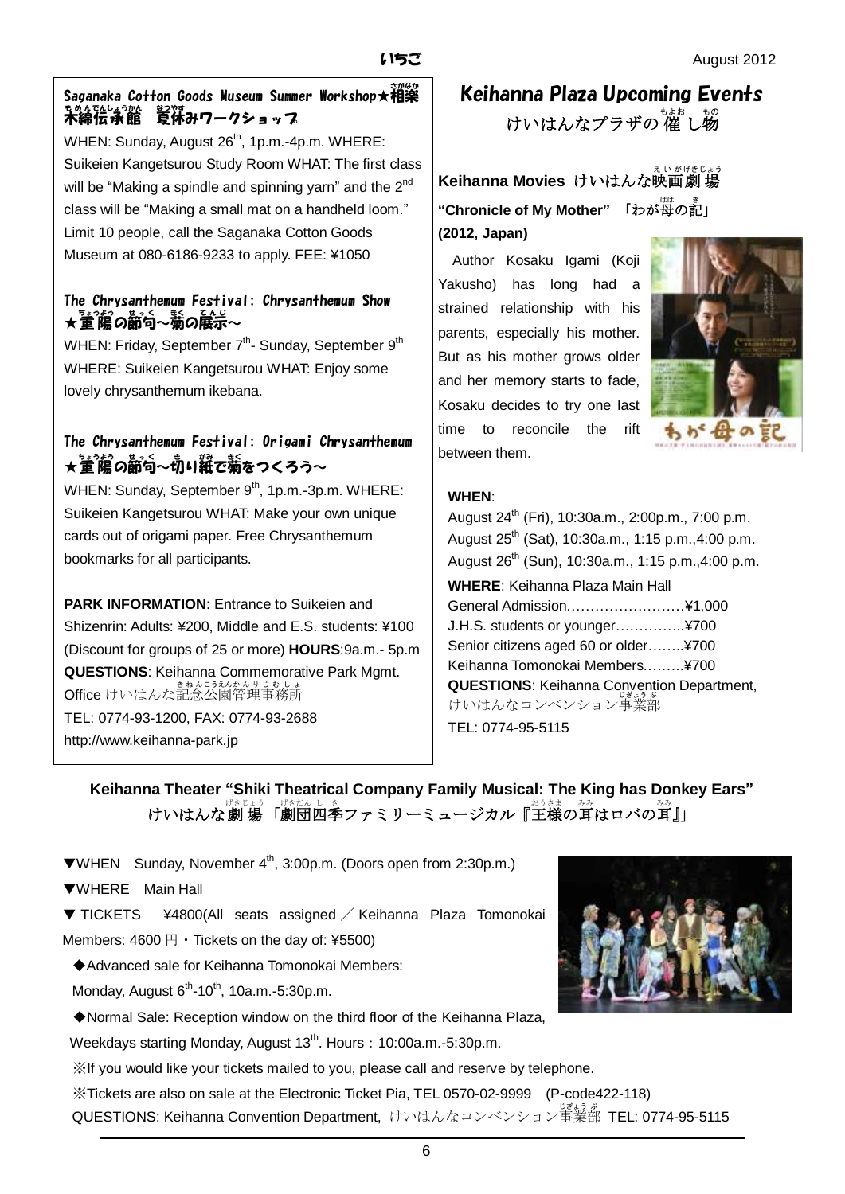## Saganaka Cotton Goods Museum Summer Workshop★相楽木綿伝承館 夏休みワークショップ

WHEN: Sunday, August 26th, 1p.m.-4p.m. WHERE: Suikeien Kangetsurou Study Room WHAT: The first class will be "Making a spindle and spinning yarn" and the 2nd class will be "Making a small mat on a handheld loom." Limit 10 people, call the Saganaka Cotton Goods Museum at 080-6186-9233 to apply. FEE: ¥1050

## The Chrysanthemum Festival: Chrysanthemum Show ★重陽の節句～菊の展示～

WHEN: Friday, September 7th- Sunday, September 9th WHERE: Suikeien Kangetsurou WHAT: Enjoy some lovely chrysanthemum ikebana.

## The Chrysanthemum Festival: Origami Chrysanthemum ★重陽の節句～切り紙で菊をつくろう～

WHEN: Sunday, September 9th, 1p.m.-3p.m. WHERE: Suikeien Kangetsurou WHAT: Make your own unique cards out of origami paper. Free Chrysanthemum bookmarks for all participants.

**PARK INFORMATION**: Entrance to Suikeien and Shizenrin: Adults: ¥200, Middle and E.S. students: ¥100 (Discount for groups of 25 or more) **HOURS**:9a.m.- 5p.m **QUESTIONS**: Keihanna Commemorative Park Mgmt. Office けいはんな記念公園管理事務所
TEL: 0774-93-1200, FAX: 0774-93-2688
http://www.keihanna-park.jp

# Keihanna Plaza Upcoming Events

けいはんなプラザの催し物

### Keihanna Movies けいはんな映画劇場

**"Chronicle of My Mother"** 「わが母の記」
**(2012, Japan)**

Author Kosaku Igami (Koji Yakusho) has long had a strained relationship with his parents, especially his mother. But as his mother grows older and her memory starts to fade, Kosaku decides to try one last time to reconcile the rift between them.

**WHEN**:
August 24th (Fri), 10:30a.m., 2:00p.m., 7:00 p.m.
August 25th (Sat), 10:30a.m., 1:15 p.m.,4:00 p.m.
August 26th (Sun), 10:30a.m., 1:15 p.m.,4:00 p.m.

**WHERE**: Keihanna Plaza Main Hall
General Admission……………………¥1,000
J.H.S. students or younger…………..¥700
Senior citizens aged 60 or older……..¥700
Keihanna Tomonokai Members………¥700
**QUESTIONS**: Keihanna Convention Department, けいはんなコンベンション事業部
TEL: 0774-95-5115

### Keihanna Theater "Shiki Theatrical Company Family Musical: The King has Donkey Ears" けいはんな劇場「劇団四季ファミリーミュージカル『王様の耳はロバの耳』」

▼WHEN Sunday, November 4th, 3:00p.m. (Doors open from 2:30p.m.)
▼WHERE Main Hall
▼ TICKETS ¥4800(All seats assigned ／ Keihanna Plaza Tomonokai Members: 4600 円・Tickets on the day of: ¥5500)

◆Advanced sale for Keihanna Tomonokai Members:
Monday, August 6th-10th, 10a.m.-5:30p.m.

◆Normal Sale: Reception window on the third floor of the Keihanna Plaza,
Weekdays starting Monday, August 13th. Hours：10:00a.m.-5:30p.m.

※If you would like your tickets mailed to you, please call and reserve by telephone.
※Tickets are also on sale at the Electronic Ticket Pia, TEL 0570-02-9999 (P-code422-118)
QUESTIONS: Keihanna Convention Department, けいはんなコンベンション事業部 TEL: 0774-95-5115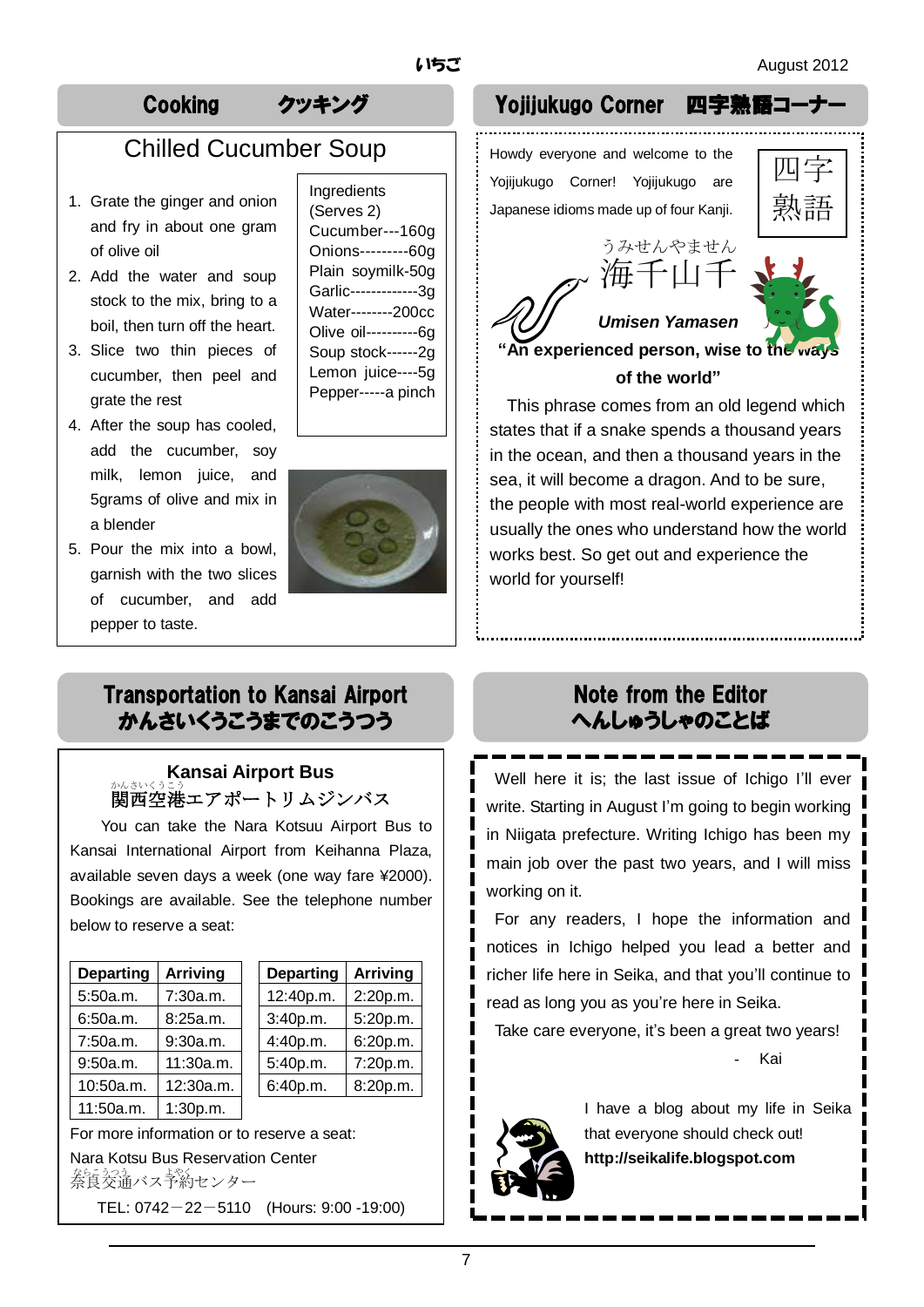## Cooking　クッキング

### Chilled Cucumber Soup

1. Grate the ginger and onion and fry in about one gram of olive oil
2. Add the water and soup stock to the mix, bring to a boil, then turn off the heart.
3. Slice two thin pieces of cucumber, then peel and grate the rest
4. After the soup has cooled, add the cucumber, soy milk, lemon juice, and 5grams of olive and mix in a blender
5. Pour the mix into a bowl, garnish with the two slices of cucumber, and add pepper to taste.

Ingredients
(Serves 2)
Cucumber---160g
Onions---------60g
Plain soymilk-50g
Garlic-------------3g
Water--------200cc
Olive oil----------6g
Soup stock------2g
Lemon juice----5g
Pepper-----a pinch

## Yojijukugo Corner　四字熟語コーナー

Howdy everyone and welcome to the Yojijukugo Corner! Yojijukugo are Japanese idioms made up of four Kanji.

四字熟語

うみせんやません
海千山千

***Umisen Yamasen***

**"An experienced person, wise to the ways of the world"**

This phrase comes from an old legend which states that if a snake spends a thousand years in the ocean, and then a thousand years in the sea, it will become a dragon. And to be sure, the people with most real-world experience are usually the ones who understand how the world works best. So get out and experience the world for yourself!

## Transportation to Kansai Airport
## かんさいくうこうまでのこうつう

### Kansai Airport Bus
関西空港（かんさいくうこう）エアポートリムジンバス

You can take the Nara Kotsuu Airport Bus to Kansai International Airport from Keihanna Plaza, available seven days a week (one way fare ¥2000). Bookings are available. See the telephone number below to reserve a seat:

| Departing | Arriving |
|---|---|
| 5:50a.m. | 7:30a.m. |
| 6:50a.m. | 8:25a.m. |
| 7:50a.m. | 9:30a.m. |
| 9:50a.m. | 11:30a.m. |
| 10:50a.m. | 12:30a.m. |
| 11:50a.m. | 1:30p.m. |

| Departing | Arriving |
|---|---|
| 12:40p.m. | 2:20p.m. |
| 3:40p.m. | 5:20p.m. |
| 4:40p.m. | 6:20p.m. |
| 5:40p.m. | 7:20p.m. |
| 6:40p.m. | 8:20p.m. |

For more information or to reserve a seat:
Nara Kotsu Bus Reservation Center
奈良交通（ならこうつう）バス予約（よやく）センター
TEL: 0742－22－5110　(Hours: 9:00 -19:00)

## Note from the Editor
## へんしゅうしゃのことば

Well here it is; the last issue of Ichigo I'll ever write. Starting in August I'm going to begin working in Niigata prefecture. Writing Ichigo has been my main job over the past two years, and I will miss working on it.

For any readers, I hope the information and notices in Ichigo helped you lead a better and richer life here in Seika, and that you'll continue to read as long as you're here in Seika.

Take care everyone, it's been a great two years!

\- Kai

I have a blog about my life in Seika that everyone should check out!
**http://seikalife.blogspot.com**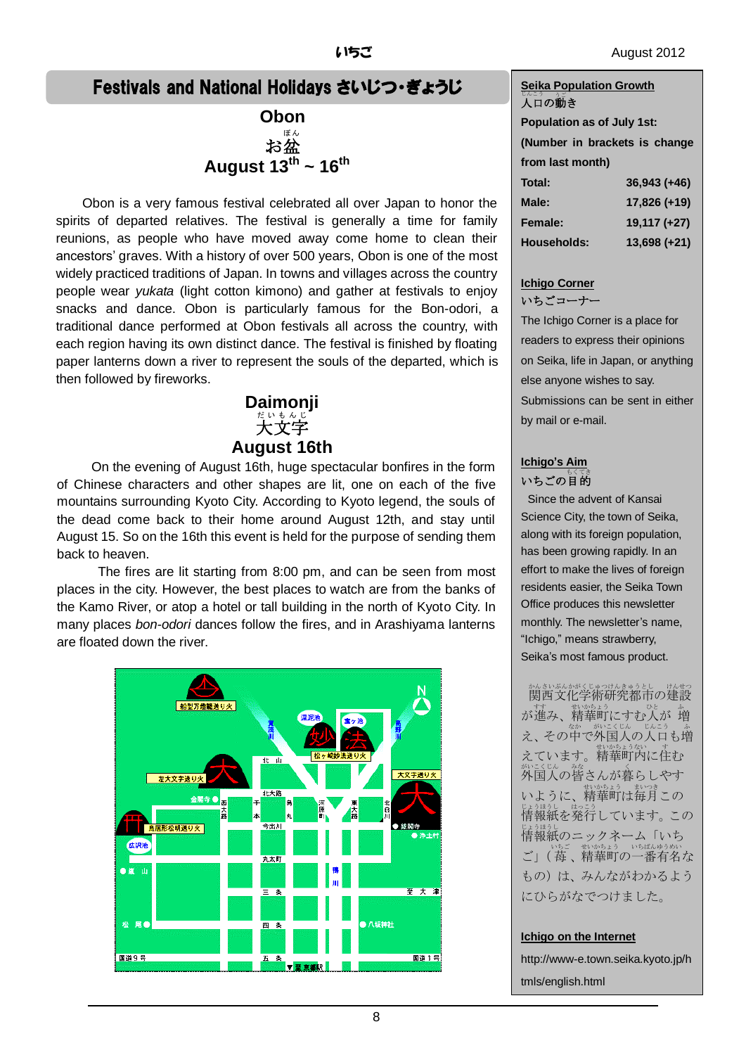# Festivals and National Holidays さいじつ・ぎょうじ

## Obon

お盆

### August 13th ~ 16th

Obon is a very famous festival celebrated all over Japan to honor the spirits of departed relatives. The festival is generally a time for family reunions, as people who have moved away come home to clean their ancestors' graves. With a history of over 500 years, Obon is one of the most widely practiced traditions of Japan. In towns and villages across the country people wear *yukata* (light cotton kimono) and gather at festivals to enjoy snacks and dance. Obon is particularly famous for the Bon-odori, a traditional dance performed at Obon festivals all across the country, with each region having its own distinct dance. The festival is finished by floating paper lanterns down a river to represent the souls of the departed, which is then followed by fireworks.

## Daimonji

大文字

### August 16th

On the evening of August 16th, huge spectacular bonfires in the form of Chinese characters and other shapes are lit, one on each of the five mountains surrounding Kyoto City. According to Kyoto legend, the souls of the dead come back to their home around August 12th, and stay until August 15. So on the 16th this event is held for the purpose of sending them back to heaven.

The fires are lit starting from 8:00 pm, and can be seen from most places in the city. However, the best places to watch are from the banks of the Kamo River, or atop a hotel or tall building in the north of Kyoto City. In many places *bon-odori* dances follow the fires, and in Arashiyama lanterns are floated down the river.

船型万燈籠送り火
深泥池
宝ヶ池
妙 法
松ヶ崎妙法送り火
左大文字送り火
大文字送り火
鳥居形松明送り火
広沢池
金閣寺
銀閣寺
浄土村
嵐山
松尾
八坂神社
北山
北大路
今出川
丸太町
三条
四条
五条
至大津
国道9号
国道1号
京都駅
賀茂川
高野川
鴨川
西大路
千本
烏丸
河原町
東大路
白川
N

---

**Seika Population Growth**
人口の動き

**Population as of July 1st:**
**(Number in brackets is change from last month)**

| | |
|---|---|
| **Total:** | **36,943 (+46)** |
| **Male:** | **17,826 (+19)** |
| **Female:** | **19,117 (+27)** |
| **Households:** | **13,698 (+21)** |

**Ichigo Corner**
いちごコーナー

The Ichigo Corner is a place for readers to express their opinions on Seika, life in Japan, or anything else anyone wishes to say. Submissions can be sent in either by mail or e-mail.

**Ichigo's Aim**
いちごの目的

Since the advent of Kansai Science City, the town of Seika, along with its foreign population, has been growing rapidly. In an effort to make the lives of foreign residents easier, the Seika Town Office produces this newsletter monthly. The newsletter's name, "Ichigo," means strawberry, Seika's most famous product.

関西文化学術研究都市の建設が進み、精華町にすむ人が増え、その中で外国人の人口も増えています。精華町内に住む外国人の皆さんが暮らしやすいように、精華町は毎月この情報紙を発行しています。この情報紙のニックネーム「いちご」（苺、精華町の一番有名なもの）は、みんながわかるようにひらがなでつけました。

**Ichigo on the Internet**

http://www-e.town.seika.kyoto.jp/htmls/english.html